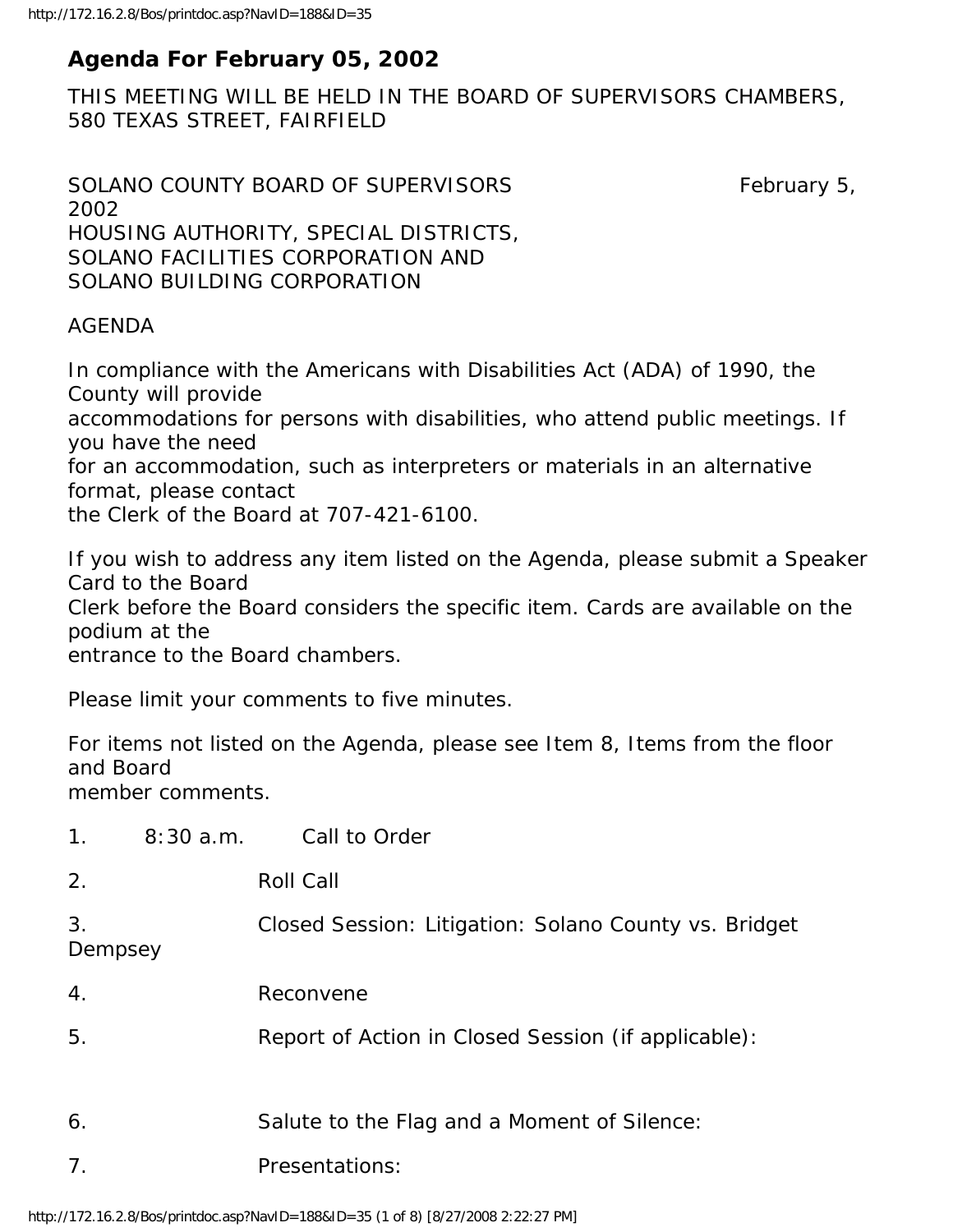# Agenda For February 05, 2002

THIS MEETING WILL BE HELD IN THE BOARD OF SUPERVISORS CHAMBERS, 580 TEXAS STREET, FAIRFIELD

SOLANO COUNTY BOARD OF SUPERVISORS February 5, 2002
HOUSING AUTHORITY, SPECIAL DISTRICTS,
SOLANO FACILITIES CORPORATION AND
SOLANO BUILDING CORPORATION

AGENDA

In compliance with the Americans with Disabilities Act (ADA) of 1990, the County will provide accommodations for persons with disabilities, who attend public meetings. If you have the need for an accommodation, such as interpreters or materials in an alternative format, please contact the Clerk of the Board at 707-421-6100.

If you wish to address any item listed on the Agenda, please submit a Speaker Card to the Board Clerk before the Board considers the specific item. Cards are available on the podium at the entrance to the Board chambers.

Please limit your comments to five minutes.

For items not listed on the Agenda, please see Item 8, Items from the floor and Board member comments.

1. 8:30 a.m. Call to Order

2. Roll Call

3. Closed Session: Litigation: Solano County vs. Bridget Dempsey

4. Reconvene

5. Report of Action in Closed Session (if applicable):

6. Salute to the Flag and a Moment of Silence:

7. Presentations: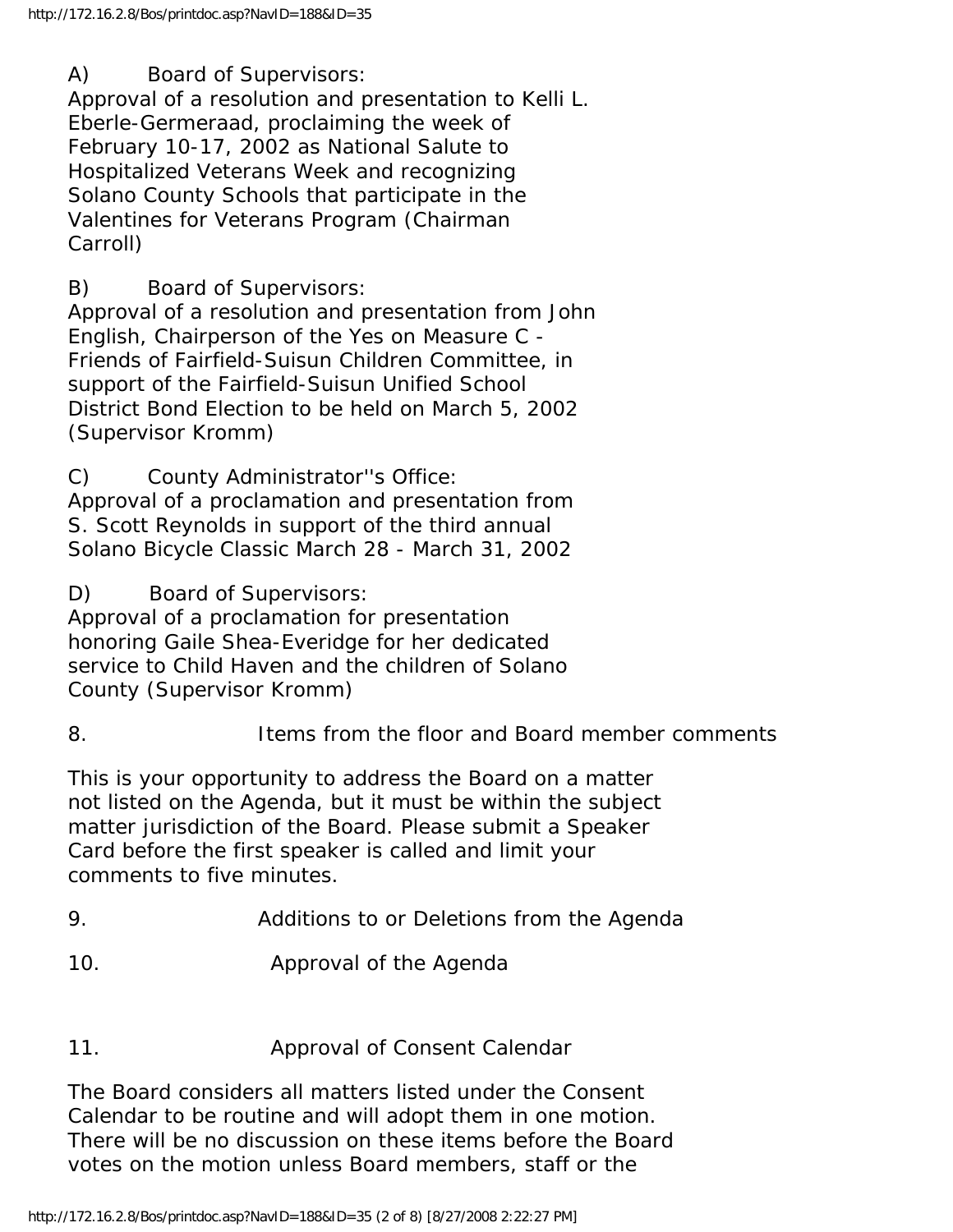A) Board of Supervisors:
Approval of a resolution and presentation to Kelli L. Eberle-Germeraad, proclaiming the week of February 10-17, 2002 as National Salute to Hospitalized Veterans Week and recognizing Solano County Schools that participate in the Valentines for Veterans Program (Chairman Carroll)

B) Board of Supervisors:
Approval of a resolution and presentation from John English, Chairperson of the Yes on Measure C - Friends of Fairfield-Suisun Children Committee, in support of the Fairfield-Suisun Unified School District Bond Election to be held on March 5, 2002 (Supervisor Kromm)

C) County Administrator''s Office:
Approval of a proclamation and presentation from S. Scott Reynolds in support of the third annual Solano Bicycle Classic March 28 - March 31, 2002

D) Board of Supervisors:
Approval of a proclamation for presentation honoring Gaile Shea-Everidge for her dedicated service to Child Haven and the children of Solano County (Supervisor Kromm)

8. Items from the floor and Board member comments

This is your opportunity to address the Board on a matter not listed on the Agenda, but it must be within the subject matter jurisdiction of the Board. Please submit a Speaker Card before the first speaker is called and limit your comments to five minutes.

9. Additions to or Deletions from the Agenda

10. Approval of the Agenda

11. Approval of Consent Calendar

The Board considers all matters listed under the Consent Calendar to be routine and will adopt them in one motion. There will be no discussion on these items before the Board votes on the motion unless Board members, staff or the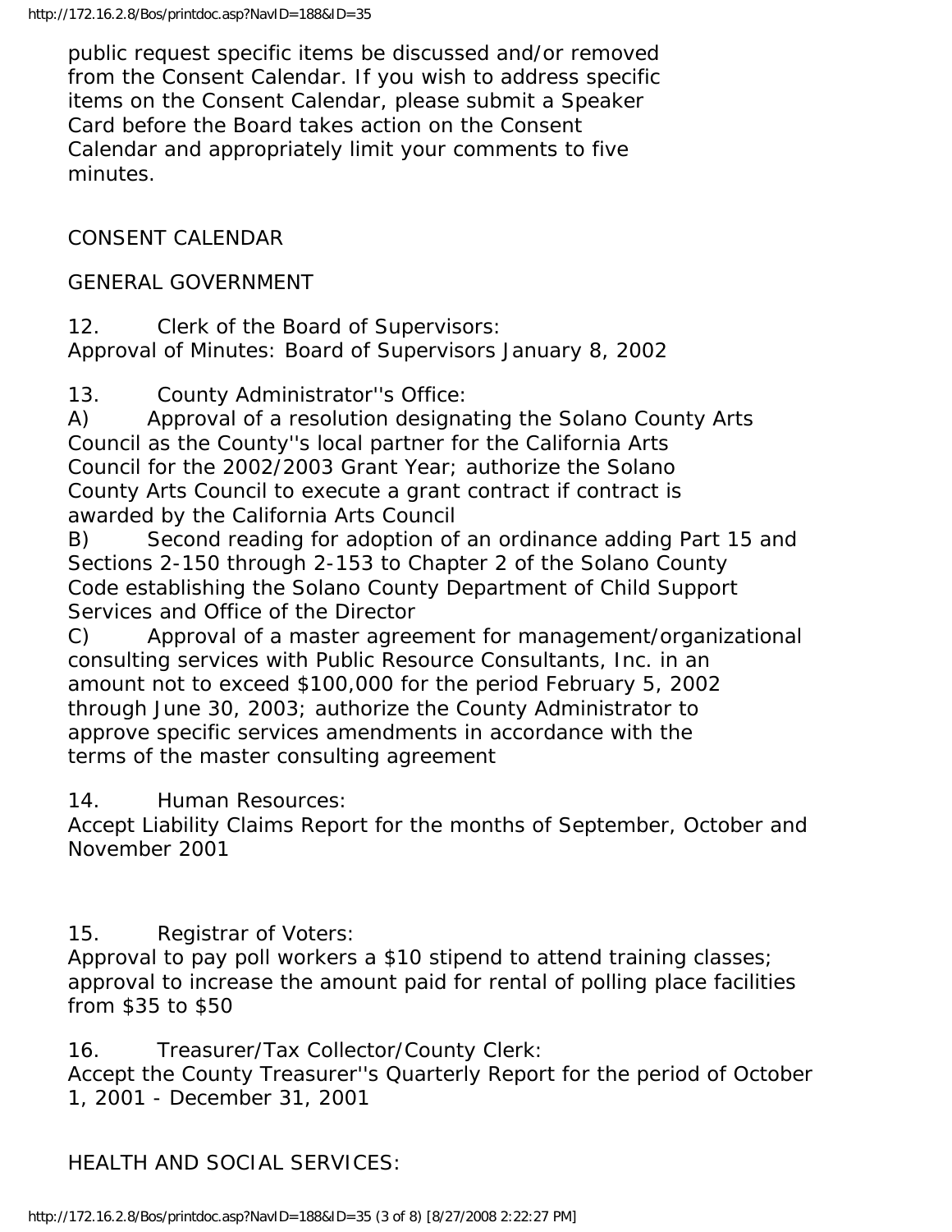public request specific items be discussed and/or removed from the Consent Calendar. If you wish to address specific items on the Consent Calendar, please submit a Speaker Card before the Board takes action on the Consent Calendar and appropriately limit your comments to five minutes.

CONSENT CALENDAR

GENERAL GOVERNMENT

12. Clerk of the Board of Supervisors:
Approval of Minutes: Board of Supervisors January 8, 2002

13. County Administrator''s Office:
A) Approval of a resolution designating the Solano County Arts Council as the County''s local partner for the California Arts Council for the 2002/2003 Grant Year; authorize the Solano County Arts Council to execute a grant contract if contract is awarded by the California Arts Council
B) Second reading for adoption of an ordinance adding Part 15 and Sections 2-150 through 2-153 to Chapter 2 of the Solano County Code establishing the Solano County Department of Child Support Services and Office of the Director
C) Approval of a master agreement for management/organizational consulting services with Public Resource Consultants, Inc. in an amount not to exceed $100,000 for the period February 5, 2002 through June 30, 2003; authorize the County Administrator to approve specific services amendments in accordance with the terms of the master consulting agreement

14. Human Resources:
Accept Liability Claims Report for the months of September, October and November 2001

15. Registrar of Voters:
Approval to pay poll workers a $10 stipend to attend training classes; approval to increase the amount paid for rental of polling place facilities from $35 to $50

16. Treasurer/Tax Collector/County Clerk:
Accept the County Treasurer''s Quarterly Report for the period of October 1, 2001 - December 31, 2001

HEALTH AND SOCIAL SERVICES: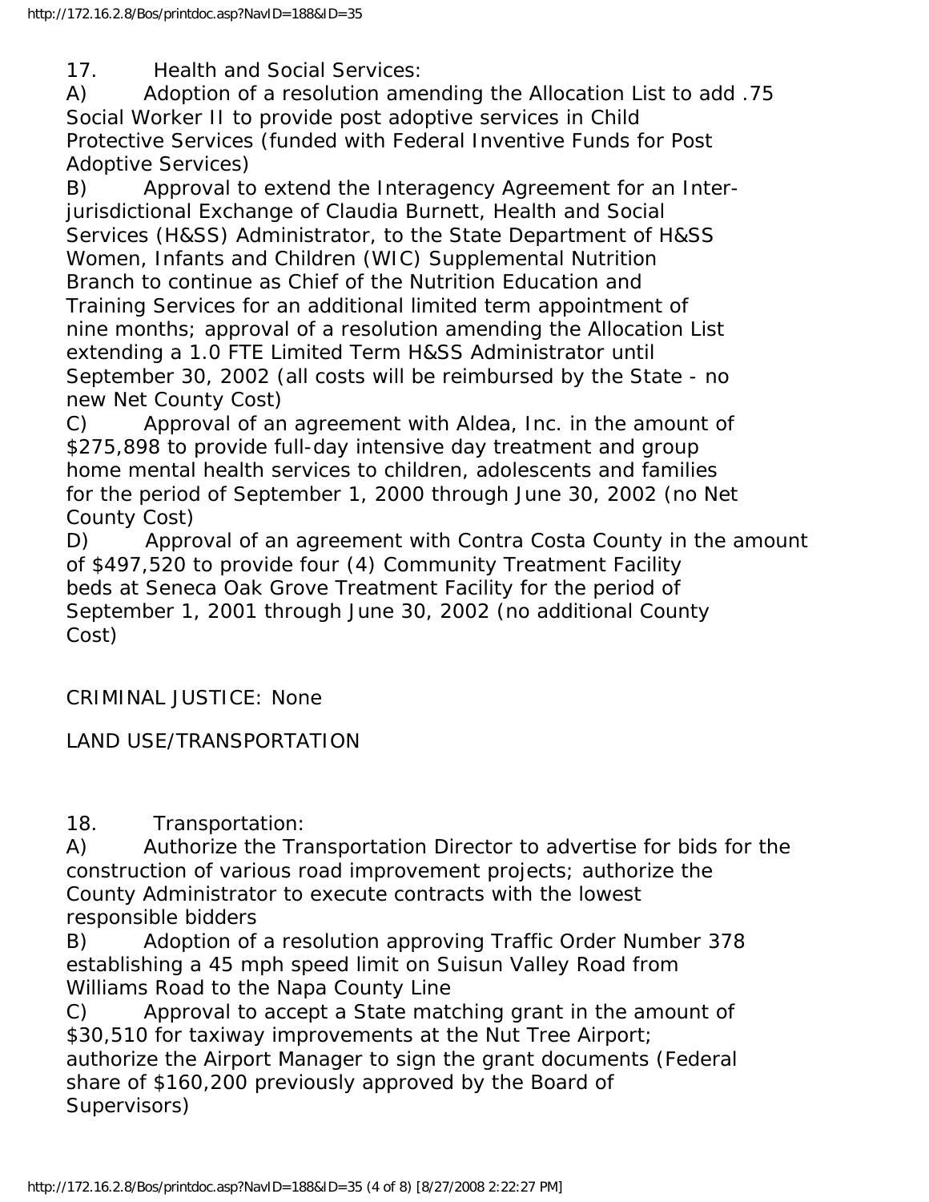17. Health and Social Services:

A) Adoption of a resolution amending the Allocation List to add .75 Social Worker II to provide post adoptive services in Child Protective Services (funded with Federal Inventive Funds for Post Adoptive Services)

B) Approval to extend the Interagency Agreement for an Inter-jurisdictional Exchange of Claudia Burnett, Health and Social Services (H&SS) Administrator, to the State Department of H&SS Women, Infants and Children (WIC) Supplemental Nutrition Branch to continue as Chief of the Nutrition Education and Training Services for an additional limited term appointment of nine months; approval of a resolution amending the Allocation List extending a 1.0 FTE Limited Term H&SS Administrator until September 30, 2002 (all costs will be reimbursed by the State - no new Net County Cost)

C) Approval of an agreement with Aldea, Inc. in the amount of $275,898 to provide full-day intensive day treatment and group home mental health services to children, adolescents and families for the period of September 1, 2000 through June 30, 2002 (no Net County Cost)

D) Approval of an agreement with Contra Costa County in the amount of $497,520 to provide four (4) Community Treatment Facility beds at Seneca Oak Grove Treatment Facility for the period of September 1, 2001 through June 30, 2002 (no additional County Cost)

CRIMINAL JUSTICE: None

LAND USE/TRANSPORTATION

18. Transportation:

A) Authorize the Transportation Director to advertise for bids for the construction of various road improvement projects; authorize the County Administrator to execute contracts with the lowest responsible bidders

B) Adoption of a resolution approving Traffic Order Number 378 establishing a 45 mph speed limit on Suisun Valley Road from Williams Road to the Napa County Line

C) Approval to accept a State matching grant in the amount of $30,510 for taxiway improvements at the Nut Tree Airport; authorize the Airport Manager to sign the grant documents (Federal share of $160,200 previously approved by the Board of Supervisors)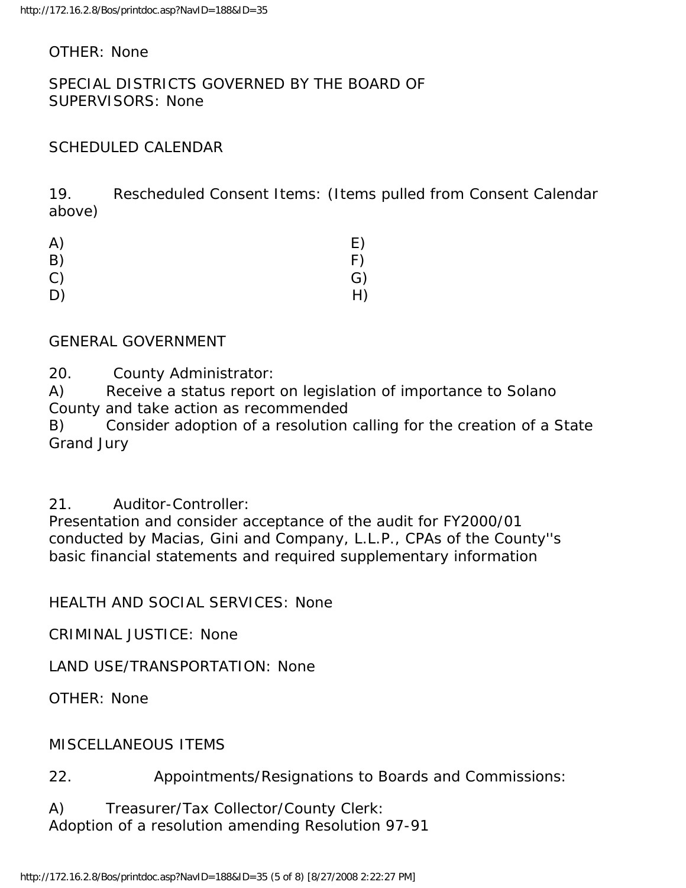OTHER: None

SPECIAL DISTRICTS GOVERNED BY THE BOARD OF SUPERVISORS: None

## SCHEDULED CALENDAR

19. Rescheduled Consent Items: (Items pulled from Consent Calendar above)

| | |
|---|---|
| A) | E) |
| B) | F) |
| C) | G) |
| D) | H) |

## GENERAL GOVERNMENT

20. County Administrator:
A) Receive a status report on legislation of importance to Solano County and take action as recommended
B) Consider adoption of a resolution calling for the creation of a State Grand Jury

21. Auditor-Controller:
Presentation and consider acceptance of the audit for FY2000/01 conducted by Macias, Gini and Company, L.L.P., CPAs of the County''s basic financial statements and required supplementary information

HEALTH AND SOCIAL SERVICES: None

CRIMINAL JUSTICE: None

LAND USE/TRANSPORTATION: None

OTHER: None

## MISCELLANEOUS ITEMS

22. Appointments/Resignations to Boards and Commissions:

A) Treasurer/Tax Collector/County Clerk:
Adoption of a resolution amending Resolution 97-91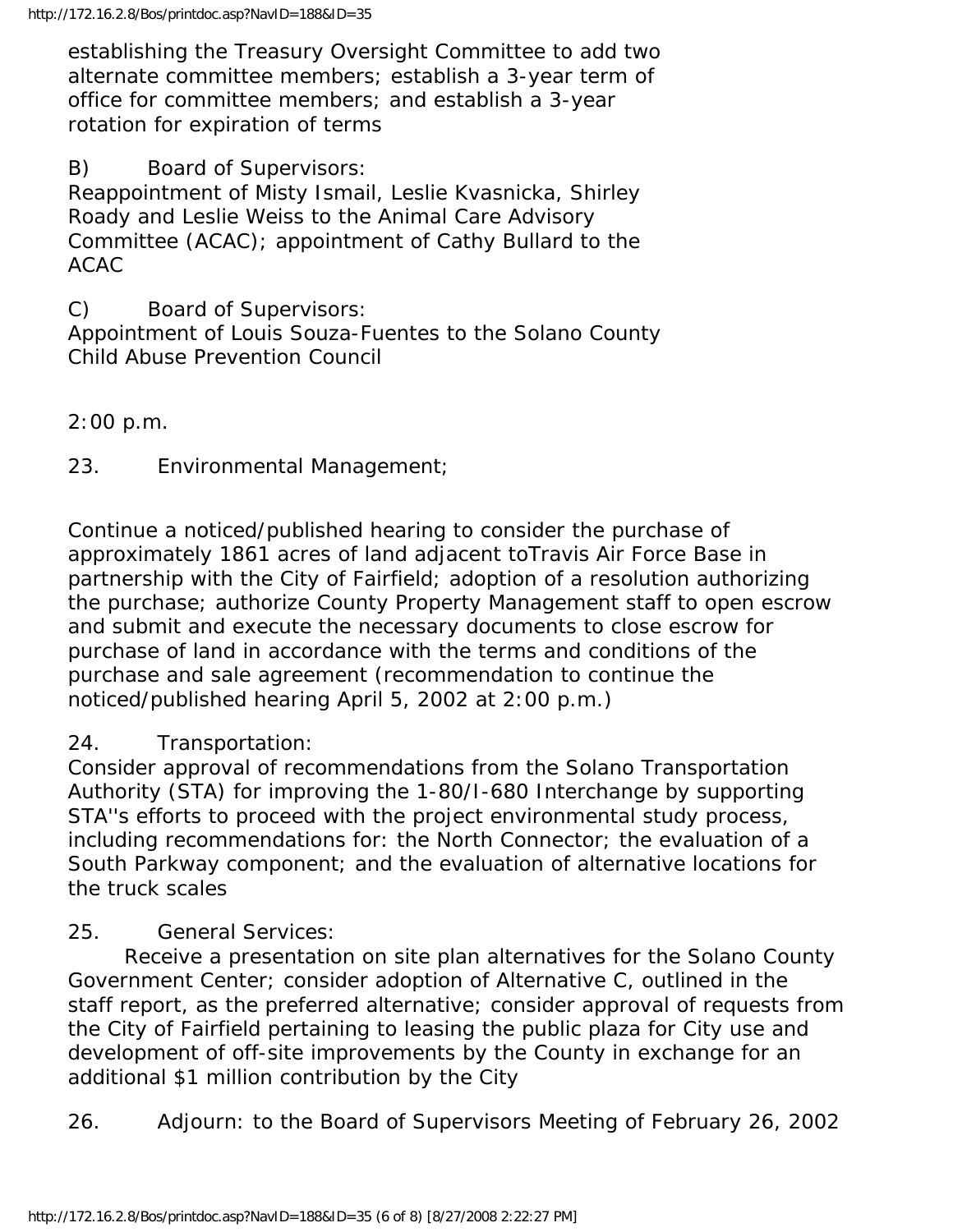establishing the Treasury Oversight Committee to add two alternate committee members; establish a 3-year term of office for committee members; and establish a 3-year rotation for expiration of terms

B) Board of Supervisors:
Reappointment of Misty Ismail, Leslie Kvasnicka, Shirley Roady and Leslie Weiss to the Animal Care Advisory Committee (ACAC); appointment of Cathy Bullard to the ACAC

C) Board of Supervisors:
Appointment of Louis Souza-Fuentes to the Solano County Child Abuse Prevention Council

2:00 p.m.

23. Environmental Management;

Continue a noticed/published hearing to consider the purchase of approximately 1861 acres of land adjacent toTravis Air Force Base in partnership with the City of Fairfield; adoption of a resolution authorizing the purchase; authorize County Property Management staff to open escrow and submit and execute the necessary documents to close escrow for purchase of land in accordance with the terms and conditions of the purchase and sale agreement (recommendation to continue the noticed/published hearing April 5, 2002 at 2:00 p.m.)

24. Transportation:
Consider approval of recommendations from the Solano Transportation Authority (STA) for improving the 1-80/I-680 Interchange by supporting STA''s efforts to proceed with the project environmental study process, including recommendations for: the North Connector; the evaluation of a South Parkway component; and the evaluation of alternative locations for the truck scales

25. General Services:
Receive a presentation on site plan alternatives for the Solano County Government Center; consider adoption of Alternative C, outlined in the staff report, as the preferred alternative; consider approval of requests from the City of Fairfield pertaining to leasing the public plaza for City use and development of off-site improvements by the County in exchange for an additional $1 million contribution by the City

26. Adjourn: to the Board of Supervisors Meeting of February 26, 2002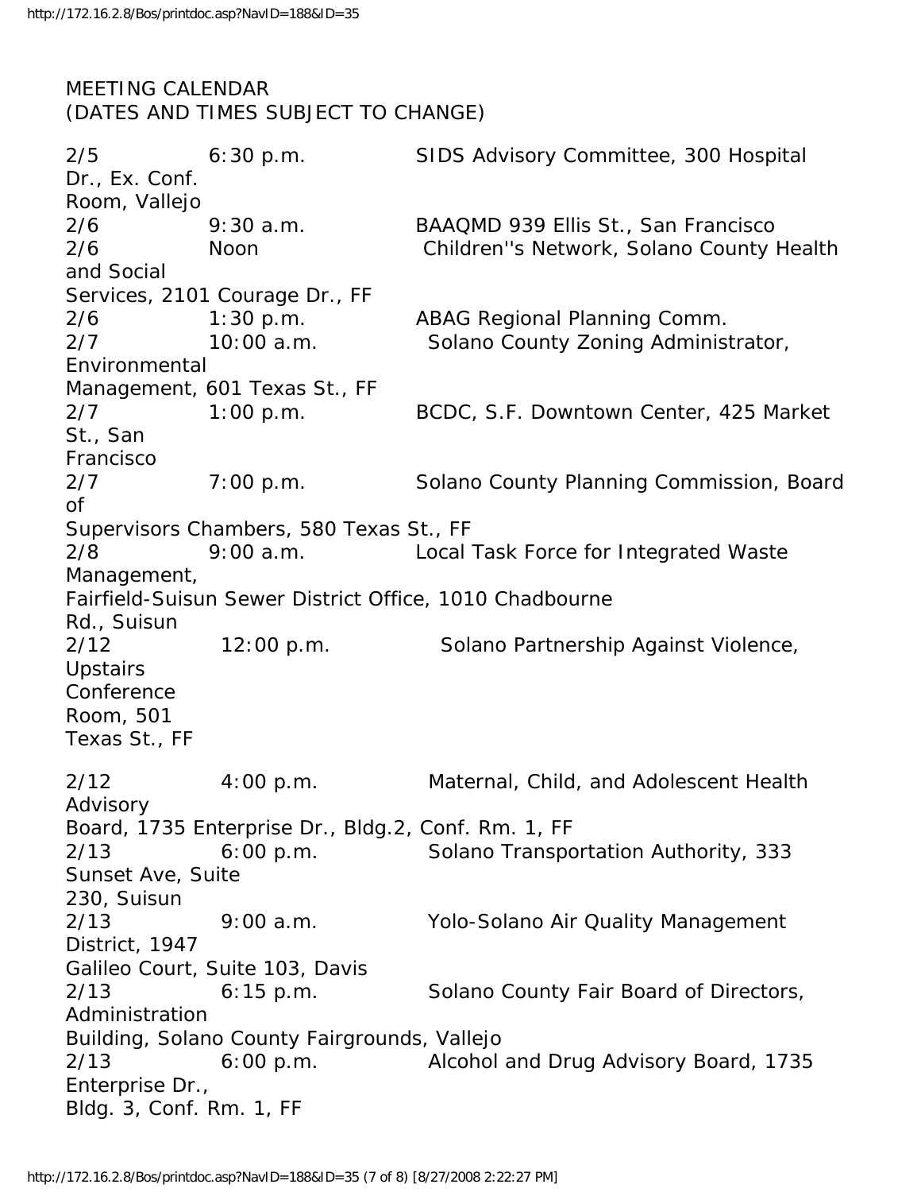MEETING CALENDAR
(DATES AND TIMES SUBJECT TO CHANGE)

| Date | Time | Meeting |
|---|---|---|
| 2/5 | 6:30 p.m. | SIDS Advisory Committee, 300 Hospital Dr., Ex. Conf. Room, Vallejo |
| 2/6 | 9:30 a.m. | BAAQMD 939 Ellis St., San Francisco |
| 2/6 | Noon | Children''s Network, Solano County Health and Social Services, 2101 Courage Dr., FF |
| 2/6 | 1:30 p.m. | ABAG Regional Planning Comm. |
| 2/7 | 10:00 a.m. | Solano County Zoning Administrator, Environmental Management, 601 Texas St., FF |
| 2/7 | 1:00 p.m. | BCDC, S.F. Downtown Center, 425 Market St., San Francisco |
| 2/7 | 7:00 p.m. | Solano County Planning Commission, Board of Supervisors Chambers, 580 Texas St., FF |
| 2/8 | 9:00 a.m. | Local Task Force for Integrated Waste Management, Fairfield-Suisun Sewer District Office, 1010 Chadbourne Rd., Suisun |
| 2/12 | 12:00 p.m. | Solano Partnership Against Violence, Upstairs Conference Room, 501 Texas St., FF |
| 2/12 | 4:00 p.m. | Maternal, Child, and Adolescent Health Advisory Board, 1735 Enterprise Dr., Bldg.2, Conf. Rm. 1, FF |
| 2/13 | 6:00 p.m. | Solano Transportation Authority, 333 Sunset Ave, Suite 230, Suisun |
| 2/13 | 9:00 a.m. | Yolo-Solano Air Quality Management District, 1947 Galileo Court, Suite 103, Davis |
| 2/13 | 6:15 p.m. | Solano County Fair Board of Directors, Administration Building, Solano County Fairgrounds, Vallejo |
| 2/13 | 6:00 p.m. | Alcohol and Drug Advisory Board, 1735 Enterprise Dr., Bldg. 3, Conf. Rm. 1, FF |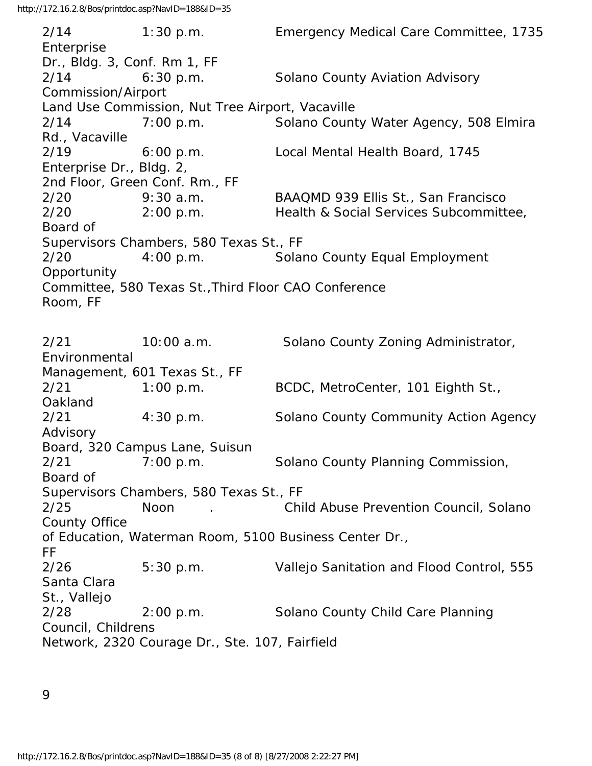2/14 1:30 p.m. Emergency Medical Care Committee, 1735 Enterprise Dr., Bldg. 3, Conf. Rm 1, FF

2/14 6:30 p.m. Solano County Aviation Advisory Commission/Airport Land Use Commission, Nut Tree Airport, Vacaville

2/14 7:00 p.m. Solano County Water Agency, 508 Elmira Rd., Vacaville

2/19 6:00 p.m. Local Mental Health Board, 1745 Enterprise Dr., Bldg. 2, 2nd Floor, Green Conf. Rm., FF

2/20 9:30 a.m. BAAQMD 939 Ellis St., San Francisco

2/20 2:00 p.m. Health & Social Services Subcommittee, Board of Supervisors Chambers, 580 Texas St., FF

2/20 4:00 p.m. Solano County Equal Employment Opportunity Committee, 580 Texas St.,Third Floor CAO Conference Room, FF

2/21 10:00 a.m. Solano County Zoning Administrator, Environmental Management, 601 Texas St., FF

2/21 1:00 p.m. BCDC, MetroCenter, 101 Eighth St., Oakland

2/21 4:30 p.m. Solano County Community Action Agency Advisory Board, 320 Campus Lane, Suisun

2/21 7:00 p.m. Solano County Planning Commission, Board of Supervisors Chambers, 580 Texas St., FF

2/25 Noon . Child Abuse Prevention Council, Solano County Office of Education, Waterman Room, 5100 Business Center Dr., FF

2/26 5:30 p.m. Vallejo Sanitation and Flood Control, 555 Santa Clara St., Vallejo

2/28 2:00 p.m. Solano County Child Care Planning Council, Childrens Network, 2320 Courage Dr., Ste. 107, Fairfield